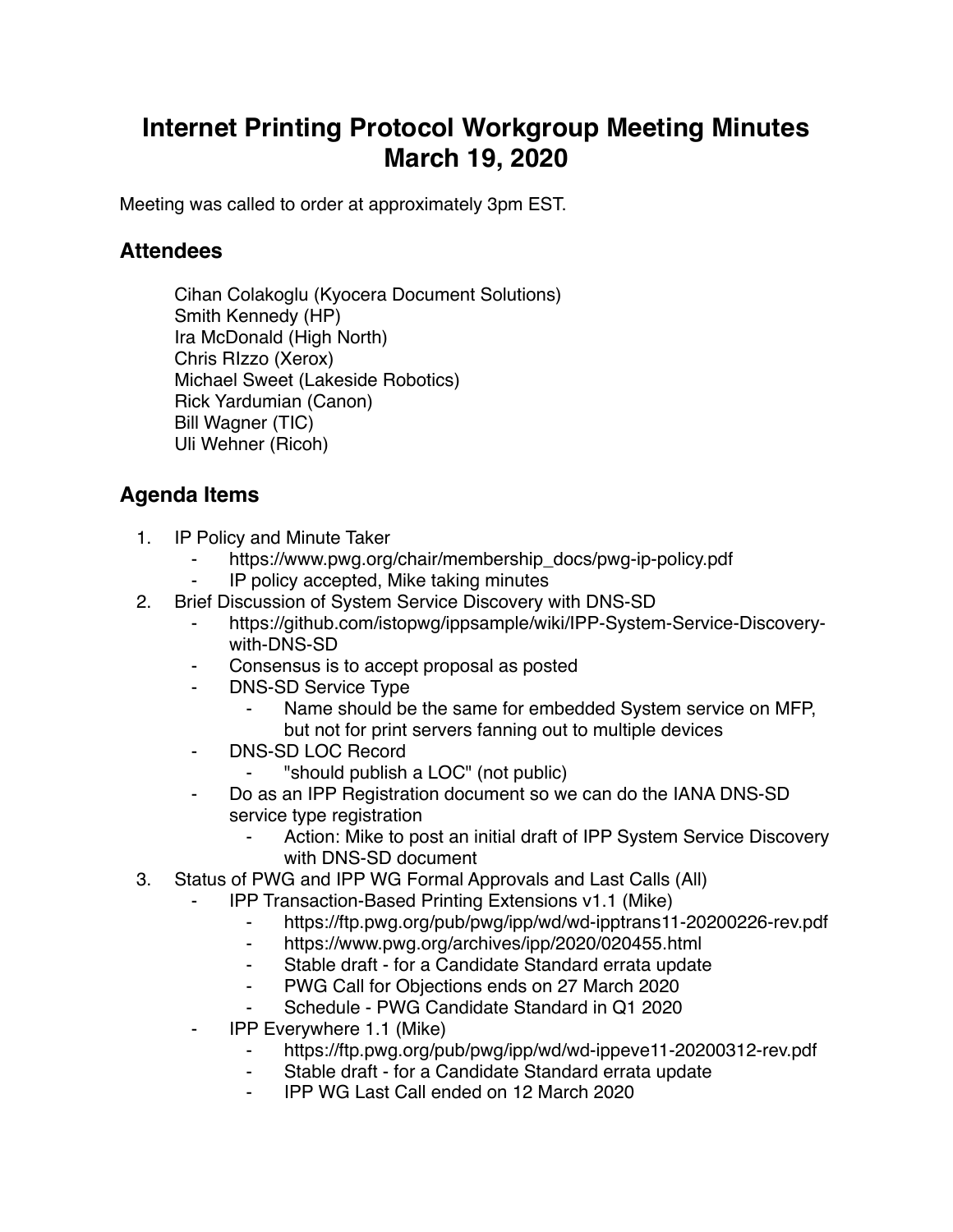# Internet Printing Protocol Workgroup Meeting Minutes March 19, 2020

Meeting was called to order at approximately 3pm EST.

## Attendees

Cihan Colakoglu (Kyocera Document Solutions)
Smith Kennedy (HP)
Ira McDonald (High North)
Chris RIzzo (Xerox)
Michael Sweet (Lakeside Robotics)
Rick Yardumian (Canon)
Bill Wagner (TIC)
Uli Wehner (Ricoh)

## Agenda Items

1. IP Policy and Minute Taker
    - https://www.pwg.org/chair/membership_docs/pwg-ip-policy.pdf
    - IP policy accepted, Mike taking minutes
2. Brief Discussion of System Service Discovery with DNS-SD
    - https://github.com/istopwg/ippsample/wiki/IPP-System-Service-Discovery-with-DNS-SD
    - Consensus is to accept proposal as posted
    - DNS-SD Service Type
        - Name should be the same for embedded System service on MFP, but not for print servers fanning out to multiple devices
    - DNS-SD LOC Record
        - "should publish a LOC" (not public)
    - Do as an IPP Registration document so we can do the IANA DNS-SD service type registration
        - Action: Mike to post an initial draft of IPP System Service Discovery with DNS-SD document
3. Status of PWG and IPP WG Formal Approvals and Last Calls (All)
    - IPP Transaction-Based Printing Extensions v1.1 (Mike)
        - https://ftp.pwg.org/pub/pwg/ipp/wd/wd-ipptrans11-20200226-rev.pdf
        - https://www.pwg.org/archives/ipp/2020/020455.html
        - Stable draft - for a Candidate Standard errata update
        - PWG Call for Objections ends on 27 March 2020
        - Schedule - PWG Candidate Standard in Q1 2020
    - IPP Everywhere 1.1 (Mike)
        - https://ftp.pwg.org/pub/pwg/ipp/wd/wd-ippeve11-20200312-rev.pdf
        - Stable draft - for a Candidate Standard errata update
        - IPP WG Last Call ended on 12 March 2020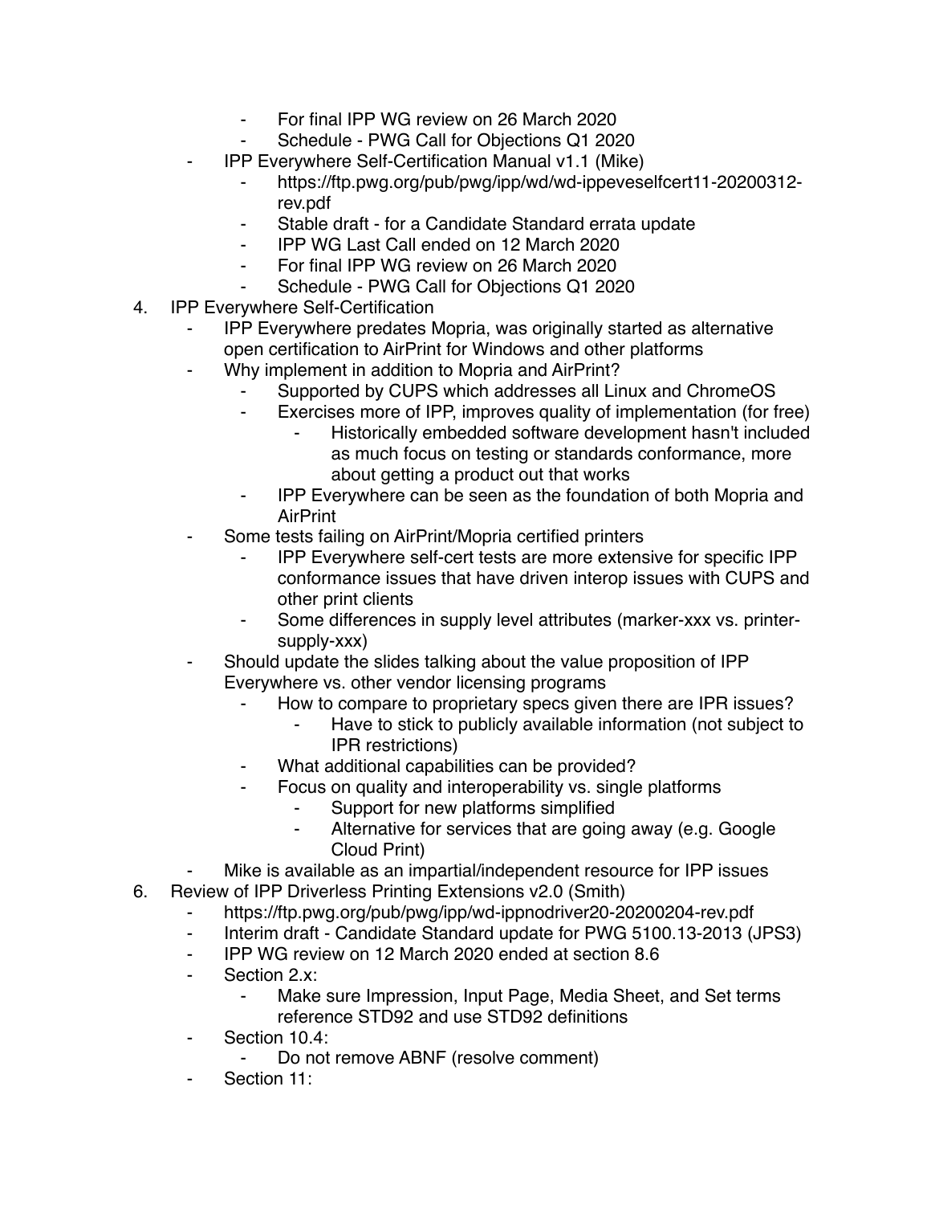- For final IPP WG review on 26 March 2020
        - Schedule - PWG Call for Objections Q1 2020
    - IPP Everywhere Self-Certification Manual v1.1 (Mike)
        - https://ftp.pwg.org/pub/pwg/ipp/wd/wd-ippeveselfcert11-20200312-rev.pdf
        - Stable draft - for a Candidate Standard errata update
        - IPP WG Last Call ended on 12 March 2020
        - For final IPP WG review on 26 March 2020
        - Schedule - PWG Call for Objections Q1 2020

4. IPP Everywhere Self-Certification
    - IPP Everywhere predates Mopria, was originally started as alternative open certification to AirPrint for Windows and other platforms
    - Why implement in addition to Mopria and AirPrint?
        - Supported by CUPS which addresses all Linux and ChromeOS
        - Exercises more of IPP, improves quality of implementation (for free)
            - Historically embedded software development hasn't included as much focus on testing or standards conformance, more about getting a product out that works
        - IPP Everywhere can be seen as the foundation of both Mopria and AirPrint
    - Some tests failing on AirPrint/Mopria certified printers
        - IPP Everywhere self-cert tests are more extensive for specific IPP conformance issues that have driven interop issues with CUPS and other print clients
        - Some differences in supply level attributes (marker-xxx vs. printer-supply-xxx)
    - Should update the slides talking about the value proposition of IPP Everywhere vs. other vendor licensing programs
        - How to compare to proprietary specs given there are IPR issues?
            - Have to stick to publicly available information (not subject to IPR restrictions)
        - What additional capabilities can be provided?
        - Focus on quality and interoperability vs. single platforms
            - Support for new platforms simplified
            - Alternative for services that are going away (e.g. Google Cloud Print)
    - Mike is available as an impartial/independent resource for IPP issues

6. Review of IPP Driverless Printing Extensions v2.0 (Smith)
    - https://ftp.pwg.org/pub/pwg/ipp/wd-ippnodriver20-20200204-rev.pdf
    - Interim draft - Candidate Standard update for PWG 5100.13-2013 (JPS3)
    - IPP WG review on 12 March 2020 ended at section 8.6
    - Section 2.x:
        - Make sure Impression, Input Page, Media Sheet, and Set terms reference STD92 and use STD92 definitions
    - Section 10.4:
        - Do not remove ABNF (resolve comment)
    - Section 11: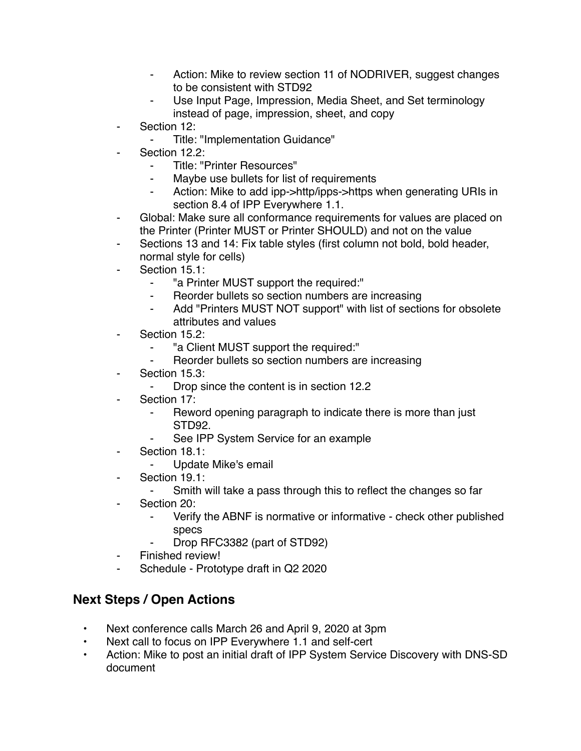- Action: Mike to review section 11 of NODRIVER, suggest changes to be consistent with STD92
    - Use Input Page, Impression, Media Sheet, and Set terminology instead of page, impression, sheet, and copy
- Section 12:
    - Title: "Implementation Guidance"
- Section 12.2:
    - Title: "Printer Resources"
    - Maybe use bullets for list of requirements
    - Action: Mike to add ipp->http/ipps->https when generating URIs in section 8.4 of IPP Everywhere 1.1.
- Global: Make sure all conformance requirements for values are placed on the Printer (Printer MUST or Printer SHOULD) and not on the value
- Sections 13 and 14: Fix table styles (first column not bold, bold header, normal style for cells)
- Section 15.1:
    - "a Printer MUST support the required:"
    - Reorder bullets so section numbers are increasing
    - Add "Printers MUST NOT support" with list of sections for obsolete attributes and values
- Section 15.2:
    - "a Client MUST support the required:"
    - Reorder bullets so section numbers are increasing
- Section 15.3:
    - Drop since the content is in section 12.2
- Section 17:
    - Reword opening paragraph to indicate there is more than just STD92.
    - See IPP System Service for an example
- Section 18.1:
    - Update Mike's email
- Section 19.1:
    - Smith will take a pass through this to reflect the changes so far
- Section 20:
    - Verify the ABNF is normative or informative - check other published specs
    - Drop RFC3382 (part of STD92)
- Finished review!
- Schedule - Prototype draft in Q2 2020

## Next Steps / Open Actions

- Next conference calls March 26 and April 9, 2020 at 3pm
- Next call to focus on IPP Everywhere 1.1 and self-cert
- Action: Mike to post an initial draft of IPP System Service Discovery with DNS-SD document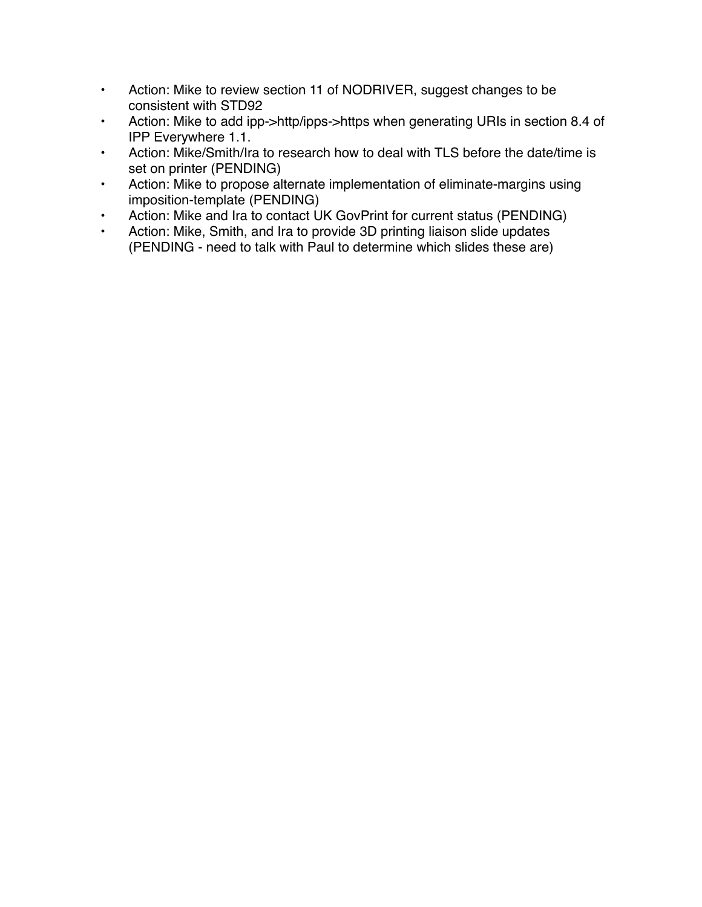- Action: Mike to review section 11 of NODRIVER, suggest changes to be consistent with STD92
- Action: Mike to add ipp->http/ipps->https when generating URIs in section 8.4 of IPP Everywhere 1.1.
- Action: Mike/Smith/Ira to research how to deal with TLS before the date/time is set on printer (PENDING)
- Action: Mike to propose alternate implementation of eliminate-margins using imposition-template (PENDING)
- Action: Mike and Ira to contact UK GovPrint for current status (PENDING)
- Action: Mike, Smith, and Ira to provide 3D printing liaison slide updates (PENDING - need to talk with Paul to determine which slides these are)